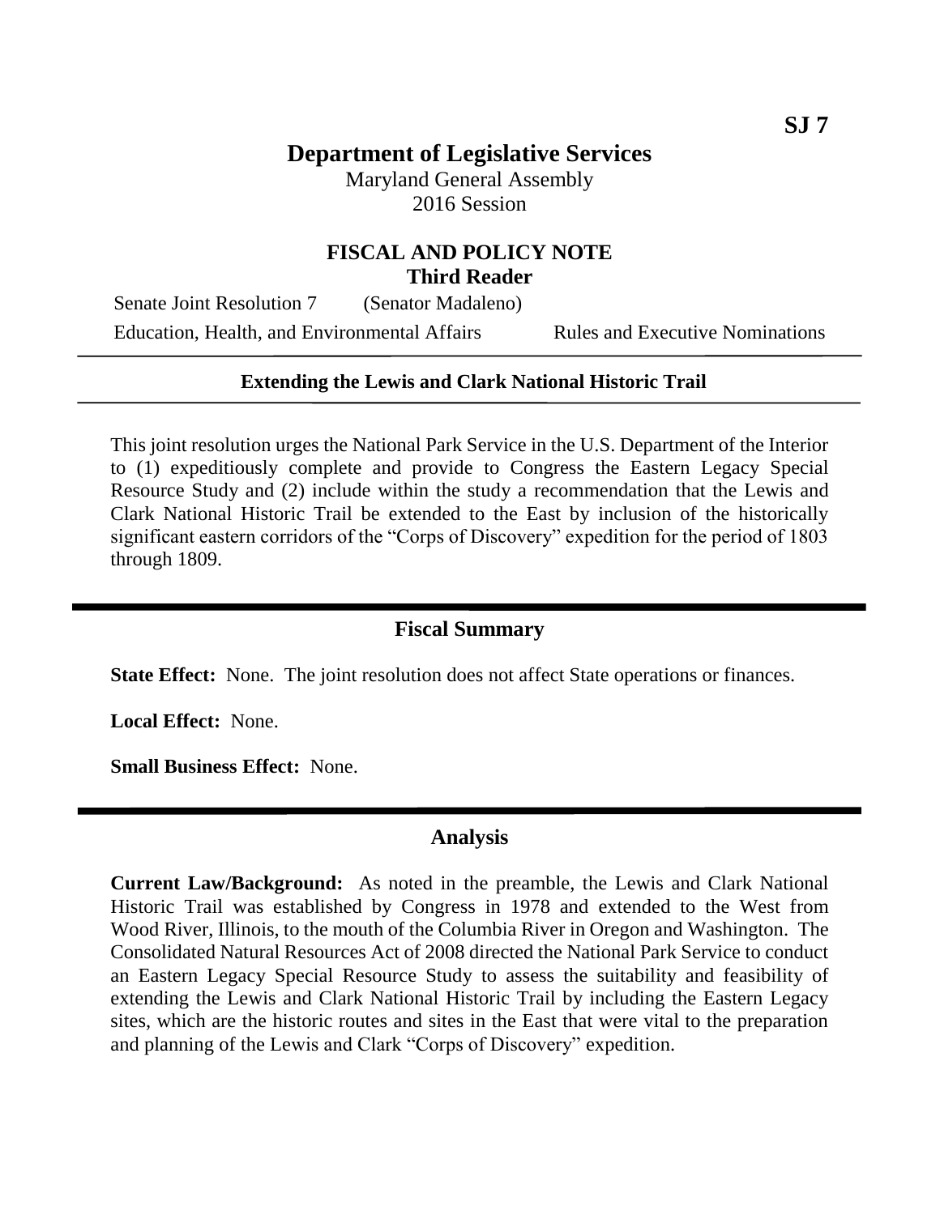**SJ 7**

# Department of Legislative Services

Maryland General Assembly
2016 Session

## FISCAL AND POLICY NOTE
**Third Reader**

Senate Joint Resolution 7 (Senator Madaleno)
Education, Health, and Environmental Affairs | Rules and Executive Nominations

---

**Extending the Lewis and Clark National Historic Trail**

---

This joint resolution urges the National Park Service in the U.S. Department of the Interior to (1) expeditiously complete and provide to Congress the Eastern Legacy Special Resource Study and (2) include within the study a recommendation that the Lewis and Clark National Historic Trail be extended to the East by inclusion of the historically significant eastern corridors of the "Corps of Discovery" expedition for the period of 1803 through 1809.

## Fiscal Summary

**State Effect:** None. The joint resolution does not affect State operations or finances.

**Local Effect:** None.

**Small Business Effect:** None.

## Analysis

**Current Law/Background:** As noted in the preamble, the Lewis and Clark National Historic Trail was established by Congress in 1978 and extended to the West from Wood River, Illinois, to the mouth of the Columbia River in Oregon and Washington. The Consolidated Natural Resources Act of 2008 directed the National Park Service to conduct an Eastern Legacy Special Resource Study to assess the suitability and feasibility of extending the Lewis and Clark National Historic Trail by including the Eastern Legacy sites, which are the historic routes and sites in the East that were vital to the preparation and planning of the Lewis and Clark "Corps of Discovery" expedition.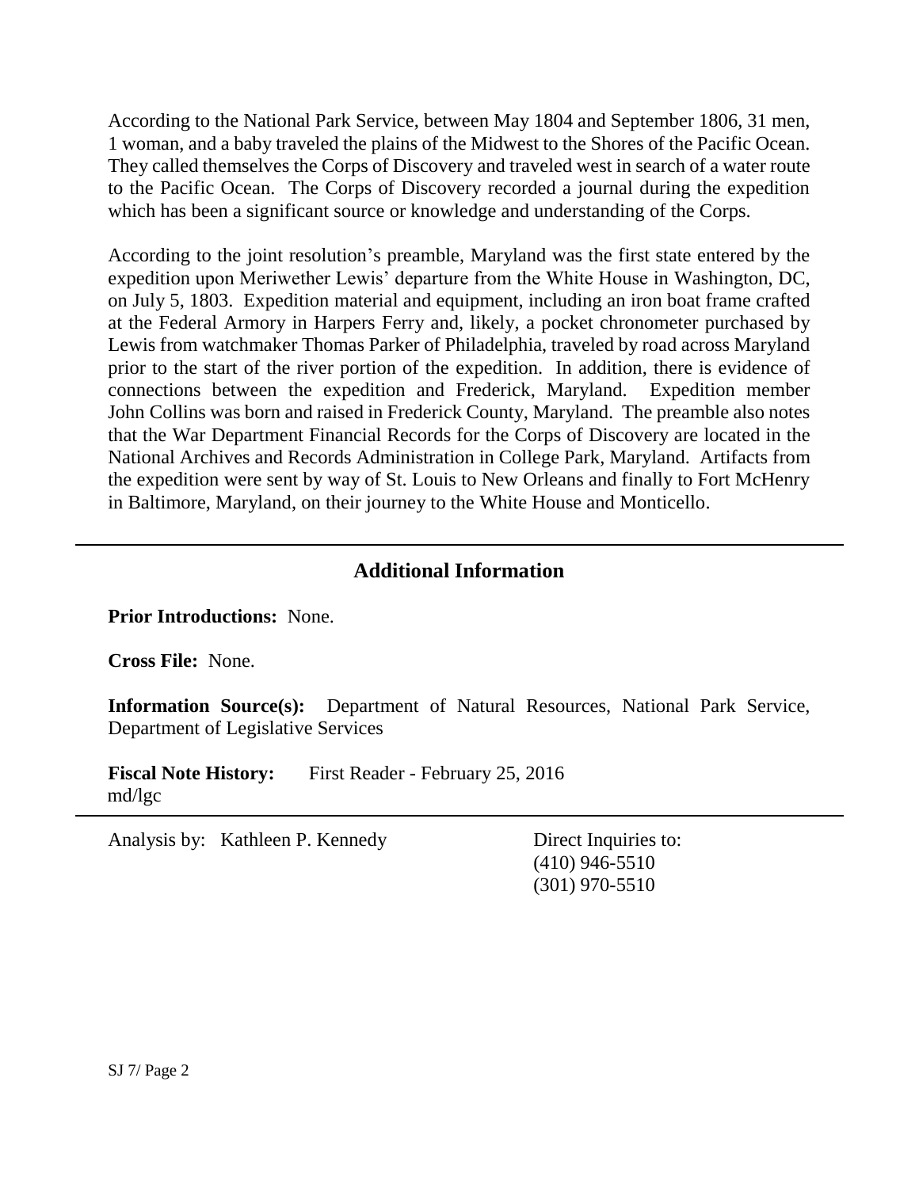According to the National Park Service, between May 1804 and September 1806, 31 men, 1 woman, and a baby traveled the plains of the Midwest to the Shores of the Pacific Ocean. They called themselves the Corps of Discovery and traveled west in search of a water route to the Pacific Ocean. The Corps of Discovery recorded a journal during the expedition which has been a significant source or knowledge and understanding of the Corps.

According to the joint resolution's preamble, Maryland was the first state entered by the expedition upon Meriwether Lewis' departure from the White House in Washington, DC, on July 5, 1803. Expedition material and equipment, including an iron boat frame crafted at the Federal Armory in Harpers Ferry and, likely, a pocket chronometer purchased by Lewis from watchmaker Thomas Parker of Philadelphia, traveled by road across Maryland prior to the start of the river portion of the expedition. In addition, there is evidence of connections between the expedition and Frederick, Maryland. Expedition member John Collins was born and raised in Frederick County, Maryland. The preamble also notes that the War Department Financial Records for the Corps of Discovery are located in the National Archives and Records Administration in College Park, Maryland. Artifacts from the expedition were sent by way of St. Louis to New Orleans and finally to Fort McHenry in Baltimore, Maryland, on their journey to the White House and Monticello.

## Additional Information

**Prior Introductions:** None.

**Cross File:** None.

**Information Source(s):** Department of Natural Resources, National Park Service, Department of Legislative Services

**Fiscal Note History:** First Reader - February 25, 2016
md/lgc

Analysis by: Kathleen P. Kennedy

Direct Inquiries to:
(410) 946-5510
(301) 970-5510